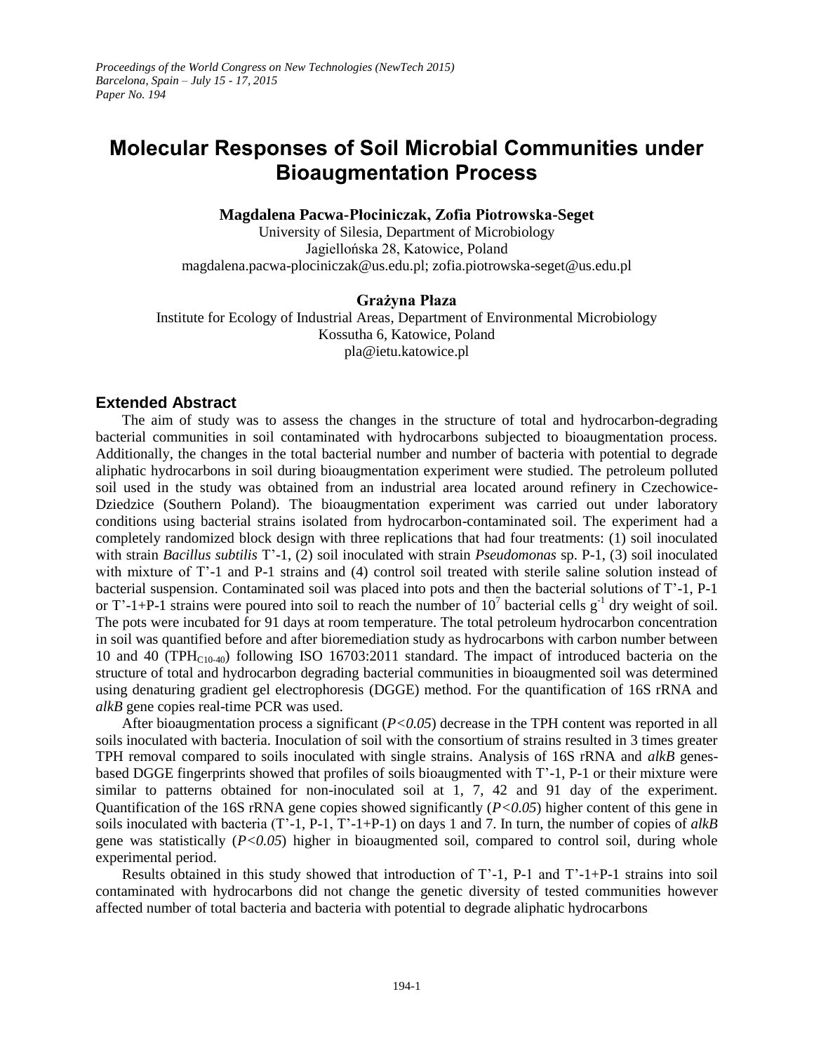# Molecular Responses of Soil Microbial Communities under Bioaugmentation Process

**Magdalena Pacwa-Płociniczak, Zofia Piotrowska-Seget**

University of Silesia, Department of Microbiology
Jagiellońska 28, Katowice, Poland
magdalena.pacwa-plociniczak@us.edu.pl; zofia.piotrowska-seget@us.edu.pl

**Grażyna Płaza**

Institute for Ecology of Industrial Areas, Department of Environmental Microbiology
Kossutha 6, Katowice, Poland
pla@ietu.katowice.pl

## Extended Abstract

The aim of study was to assess the changes in the structure of total and hydrocarbon-degrading bacterial communities in soil contaminated with hydrocarbons subjected to bioaugmentation process. Additionally, the changes in the total bacterial number and number of bacteria with potential to degrade aliphatic hydrocarbons in soil during bioaugmentation experiment were studied. The petroleum polluted soil used in the study was obtained from an industrial area located around refinery in Czechowice-Dziedzice (Southern Poland). The bioaugmentation experiment was carried out under laboratory conditions using bacterial strains isolated from hydrocarbon-contaminated soil. The experiment had a completely randomized block design with three replications that had four treatments: (1) soil inoculated with strain *Bacillus subtilis* T'-1, (2) soil inoculated with strain *Pseudomonas* sp. P-1, (3) soil inoculated with mixture of T'-1 and P-1 strains and (4) control soil treated with sterile saline solution instead of bacterial suspension. Contaminated soil was placed into pots and then the bacterial solutions of T'-1, P-1 or T'-1+P-1 strains were poured into soil to reach the number of $10^7$ bacterial cells $g^{-1}$ dry weight of soil. The pots were incubated for 91 days at room temperature. The total petroleum hydrocarbon concentration in soil was quantified before and after bioremediation study as hydrocarbons with carbon number between 10 and 40 ($TPH_{C10-40}$) following ISO 16703:2011 standard. The impact of introduced bacteria on the structure of total and hydrocarbon degrading bacterial communities in bioaugmented soil was determined using denaturing gradient gel electrophoresis (DGGE) method. For the quantification of 16S rRNA and *alkB* gene copies real-time PCR was used.

After bioaugmentation process a significant ($P<0.05$) decrease in the TPH content was reported in all soils inoculated with bacteria. Inoculation of soil with the consortium of strains resulted in 3 times greater TPH removal compared to soils inoculated with single strains. Analysis of 16S rRNA and *alkB* genes-based DGGE fingerprints showed that profiles of soils bioaugmented with T'-1, P-1 or their mixture were similar to patterns obtained for non-inoculated soil at 1, 7, 42 and 91 day of the experiment. Quantification of the 16S rRNA gene copies showed significantly ($P<0.05$) higher content of this gene in soils inoculated with bacteria (T'-1, P-1, T'-1+P-1) on days 1 and 7. In turn, the number of copies of *alkB* gene was statistically ($P<0.05$) higher in bioaugmented soil, compared to control soil, during whole experimental period.

Results obtained in this study showed that introduction of T'-1, P-1 and T'-1+P-1 strains into soil contaminated with hydrocarbons did not change the genetic diversity of tested communities however affected number of total bacteria and bacteria with potential to degrade aliphatic hydrocarbons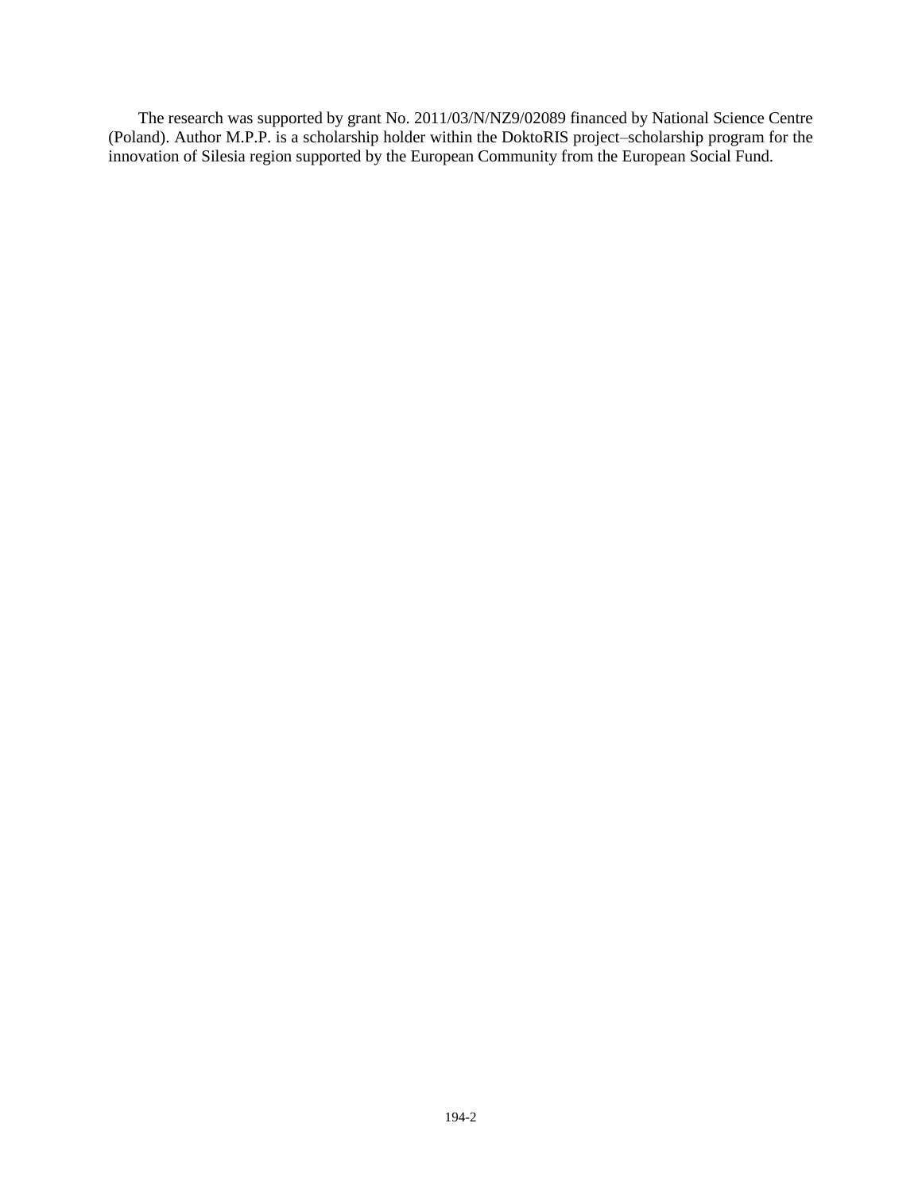The research was supported by grant No. 2011/03/N/NZ9/02089 financed by National Science Centre (Poland). Author M.P.P. is a scholarship holder within the DoktoRIS project–scholarship program for the innovation of Silesia region supported by the European Community from the European Social Fund.